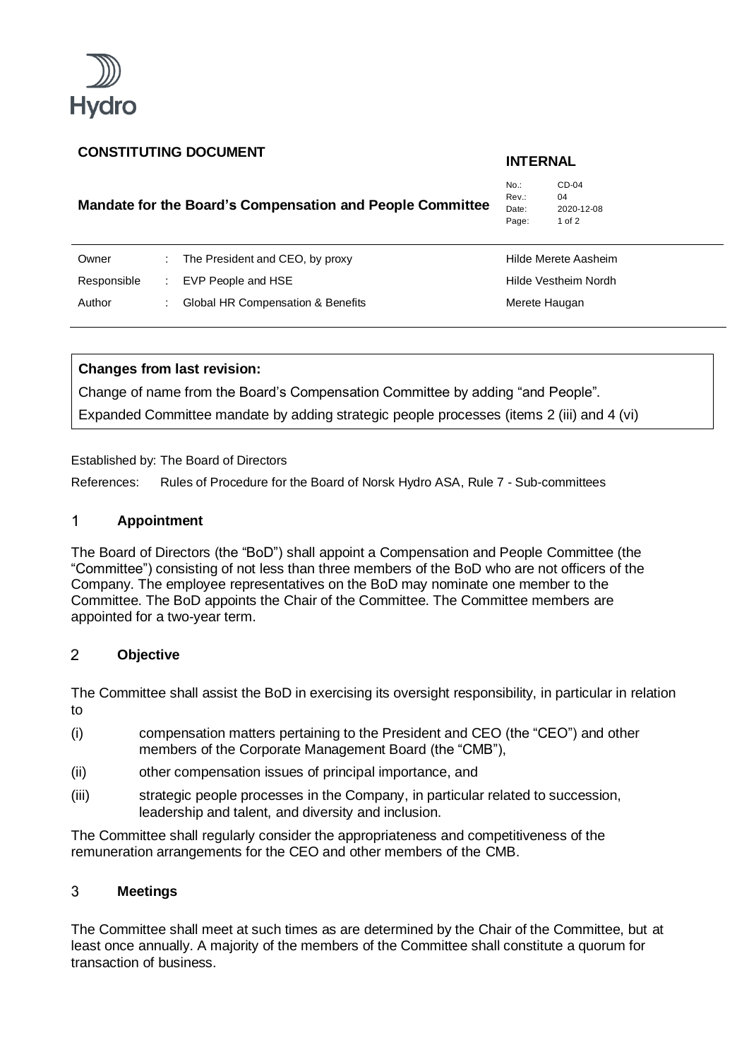Hydro

**CONSTITUTING DOCUMENT**

**INTERNAL**

**Mandate for the Board's Compensation and People Committee**

| | |
|---|---|
| No.: | CD-04 |
| Rev.: | 04 |
| Date: | 2020-12-08 |

| | | | |
|---|---|---|---|
| Owner | : | The President and CEO, by proxy | Hilde Merete Aasheim |
| Responsible | : | EVP People and HSE | Hilde Vestheim Nordh |
| Author | : | Global HR Compensation & Benefits | Merete Haugan |

**Changes from last revision:**

Change of name from the Board's Compensation Committee by adding "and People".

Expanded Committee mandate by adding strategic people processes (items 2 (iii) and 4 (vi)

Established by: The Board of Directors

References: Rules of Procedure for the Board of Norsk Hydro ASA, Rule 7 - Sub-committees

## 1 Appointment

The Board of Directors (the "BoD") shall appoint a Compensation and People Committee (the "Committee") consisting of not less than three members of the BoD who are not officers of the Company. The employee representatives on the BoD may nominate one member to the Committee. The BoD appoints the Chair of the Committee. The Committee members are appointed for a two-year term.

## 2 Objective

The Committee shall assist the BoD in exercising its oversight responsibility, in particular in relation to

(i) compensation matters pertaining to the President and CEO (the "CEO") and other members of the Corporate Management Board (the "CMB"),

(ii) other compensation issues of principal importance, and

(iii) strategic people processes in the Company, in particular related to succession, leadership and talent, and diversity and inclusion.

The Committee shall regularly consider the appropriateness and competitiveness of the remuneration arrangements for the CEO and other members of the CMB.

## 3 Meetings

The Committee shall meet at such times as are determined by the Chair of the Committee, but at least once annually. A majority of the members of the Committee shall constitute a quorum for transaction of business.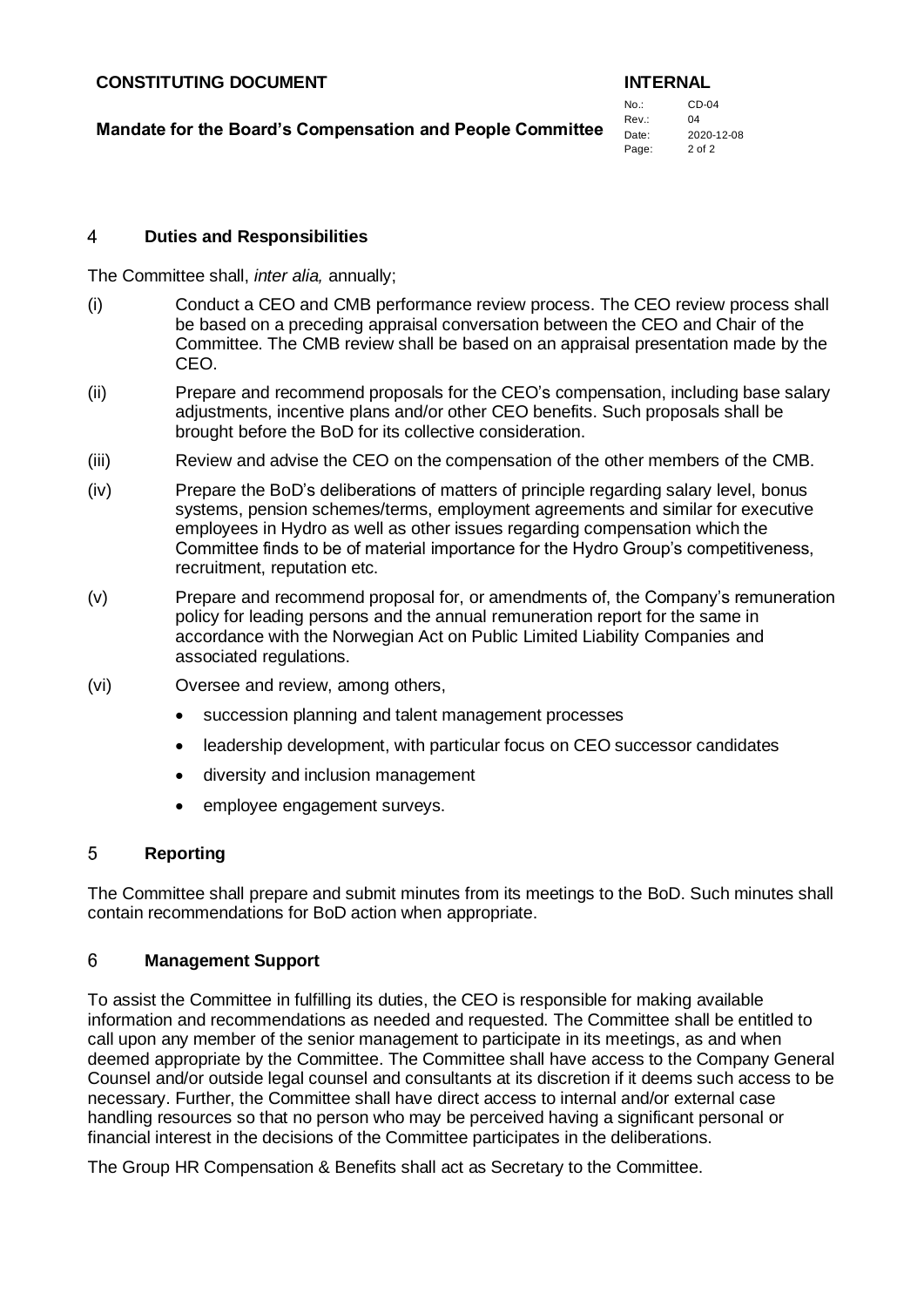## 4 Duties and Responsibilities

The Committee shall, *inter alia,* annually;

(i) Conduct a CEO and CMB performance review process. The CEO review process shall be based on a preceding appraisal conversation between the CEO and Chair of the Committee. The CMB review shall be based on an appraisal presentation made by the CEO.

(ii) Prepare and recommend proposals for the CEO's compensation, including base salary adjustments, incentive plans and/or other CEO benefits. Such proposals shall be brought before the BoD for its collective consideration.

(iii) Review and advise the CEO on the compensation of the other members of the CMB.

(iv) Prepare the BoD's deliberations of matters of principle regarding salary level, bonus systems, pension schemes/terms, employment agreements and similar for executive employees in Hydro as well as other issues regarding compensation which the Committee finds to be of material importance for the Hydro Group's competitiveness, recruitment, reputation etc.

(v) Prepare and recommend proposal for, or amendments of, the Company's remuneration policy for leading persons and the annual remuneration report for the same in accordance with the Norwegian Act on Public Limited Liability Companies and associated regulations.

(vi) Oversee and review, among others,

- succession planning and talent management processes
- leadership development, with particular focus on CEO successor candidates
- diversity and inclusion management
- employee engagement surveys.

## 5 Reporting

The Committee shall prepare and submit minutes from its meetings to the BoD. Such minutes shall contain recommendations for BoD action when appropriate.

## 6 Management Support

To assist the Committee in fulfilling its duties, the CEO is responsible for making available information and recommendations as needed and requested. The Committee shall be entitled to call upon any member of the senior management to participate in its meetings, as and when deemed appropriate by the Committee. The Committee shall have access to the Company General Counsel and/or outside legal counsel and consultants at its discretion if it deems such access to be necessary. Further, the Committee shall have direct access to internal and/or external case handling resources so that no person who may be perceived having a significant personal or financial interest in the decisions of the Committee participates in the deliberations.

The Group HR Compensation & Benefits shall act as Secretary to the Committee.